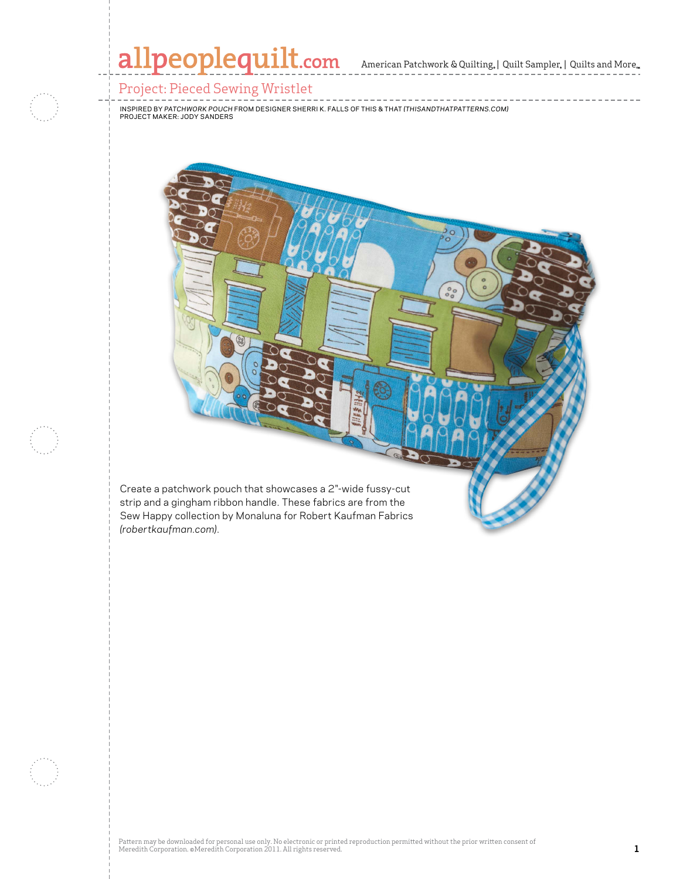# Project: Pieced Sewing Wristlet

INSPIRED BY *PATCHWORK POUCH* FROM DESIGNER SHERRI K. FALLS OF THIS & THAT *(THISANDTHATPATTERNS.COM)*
PROJECT MAKER: JODY SANDERS

Create a patchwork pouch that showcases a 2"-wide fussy-cut strip and a gingham ribbon handle. These fabrics are from the Sew Happy collection by Monaluna for Robert Kaufman Fabrics *(robertkaufman.com).*

Pattern may be downloaded for personal use only. No electronic or printed reproduction permitted without the prior written consent of Meredith Corporation. ©Meredith Corporation 2011. All rights reserved.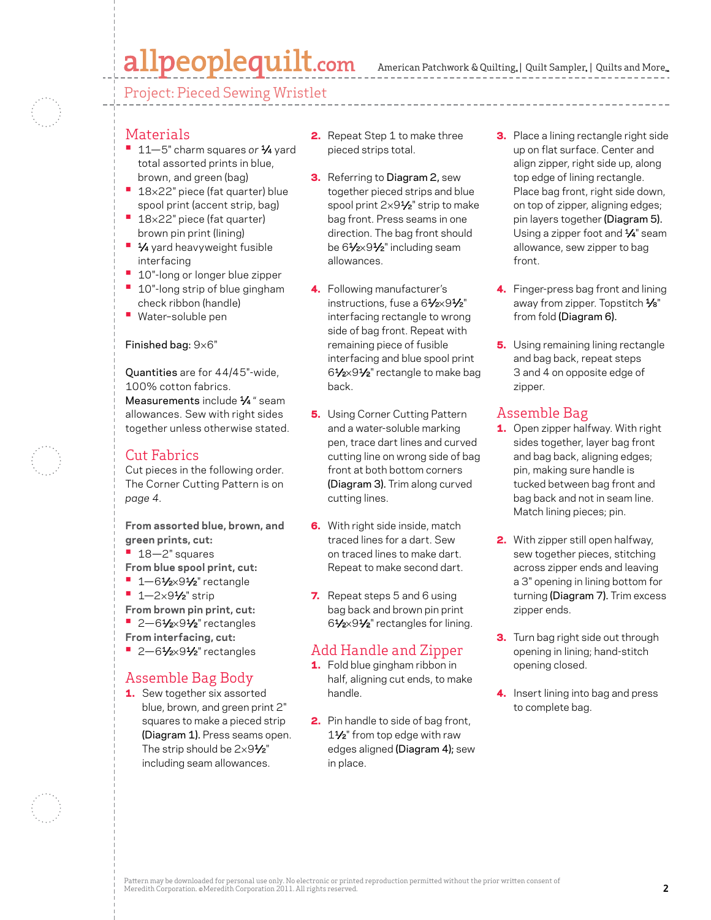## Project: Pieced Sewing Wristlet

## Materials

- 11—5" charm squares *or* ¼ yard total assorted prints in blue, brown, and green (bag)
- 18×22" piece (fat quarter) blue spool print (accent strip, bag)
- 18×22" piece (fat quarter) brown pin print (lining)
- ¼ yard heavyweight fusible interfacing
- 10"-long or longer blue zipper
- 10"-long strip of blue gingham check ribbon (handle)
- Water-soluble pen

Finished bag: 9×6"

Quantities are for 44/45"-wide, 100% cotton fabrics.
Measurements include ¼ " seam allowances. Sew with right sides together unless otherwise stated.

## Cut Fabrics

Cut pieces in the following order. The Corner Cutting Pattern is on *page 4*.

**From assorted blue, brown, and green prints, cut:**
- 18—2" squares

**From blue spool print, cut:**
- 1—6½×9½" rectangle
- 1—2×9½" strip

**From brown pin print, cut:**
- 2—6½×9½" rectangles

**From interfacing, cut:**
- 2—6½×9½" rectangles

## Assemble Bag Body

1. Sew together six assorted blue, brown, and green print 2" squares to make a pieced strip **(Diagram 1).** Press seams open. The strip should be 2×9½" including seam allowances.
2. Repeat Step 1 to make three pieced strips total.
3. Referring to **Diagram 2,** sew together pieced strips and blue spool print 2×9½" strip to make bag front. Press seams in one direction. The bag front should be 6½×9½" including seam allowances.
4. Following manufacturer's instructions, fuse a 6½×9½" interfacing rectangle to wrong side of bag front. Repeat with remaining piece of fusible interfacing and blue spool print 6½×9½" rectangle to make bag back.
5. Using Corner Cutting Pattern and a water-soluble marking pen, trace dart lines and curved cutting line on wrong side of bag front at both bottom corners **(Diagram 3).** Trim along curved cutting lines.
6. With right side inside, match traced lines for a dart. Sew on traced lines to make dart. Repeat to make second dart.
7. Repeat steps 5 and 6 using bag back and brown pin print 6½×9½" rectangles for lining.

## Add Handle and Zipper

1. Fold blue gingham ribbon in half, aligning cut ends, to make handle.
2. Pin handle to side of bag front, 1½" from top edge with raw edges aligned **(Diagram 4);** sew in place.
3. Place a lining rectangle right side up on flat surface. Center and align zipper, right side up, along top edge of lining rectangle. Place bag front, right side down, on top of zipper, aligning edges; pin layers together **(Diagram 5).** Using a zipper foot and ¼" seam allowance, sew zipper to bag front.
4. Finger-press bag front and lining away from zipper. Topstitch ⅛" from fold **(Diagram 6).**
5. Using remaining lining rectangle and bag back, repeat steps 3 and 4 on opposite edge of zipper.

## Assemble Bag

1. Open zipper halfway. With right sides together, layer bag front and bag back, aligning edges; pin, making sure handle is tucked between bag front and bag back and not in seam line. Match lining pieces; pin.
2. With zipper still open halfway, sew together pieces, stitching across zipper ends and leaving a 3" opening in lining bottom for turning **(Diagram 7).** Trim excess zipper ends.
3. Turn bag right side out through opening in lining; hand-stitch opening closed.
4. Insert lining into bag and press to complete bag.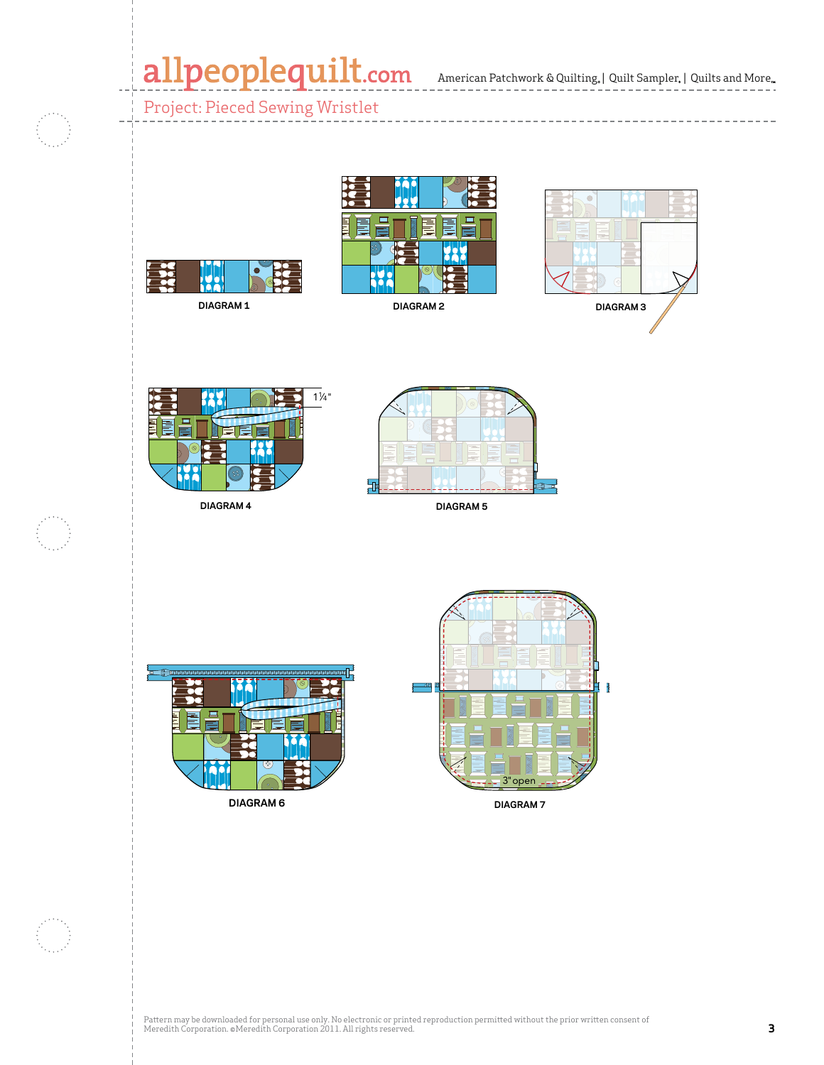DIAGRAM 1

DIAGRAM 2

DIAGRAM 3

1¼"

DIAGRAM 4

DIAGRAM 5

DIAGRAM 6

3" open

DIAGRAM 7

Pattern may be downloaded for personal use only. No electronic or printed reproduction permitted without the prior written consent of Meredith Corporation. ©Meredith Corporation 2011. All rights reserved.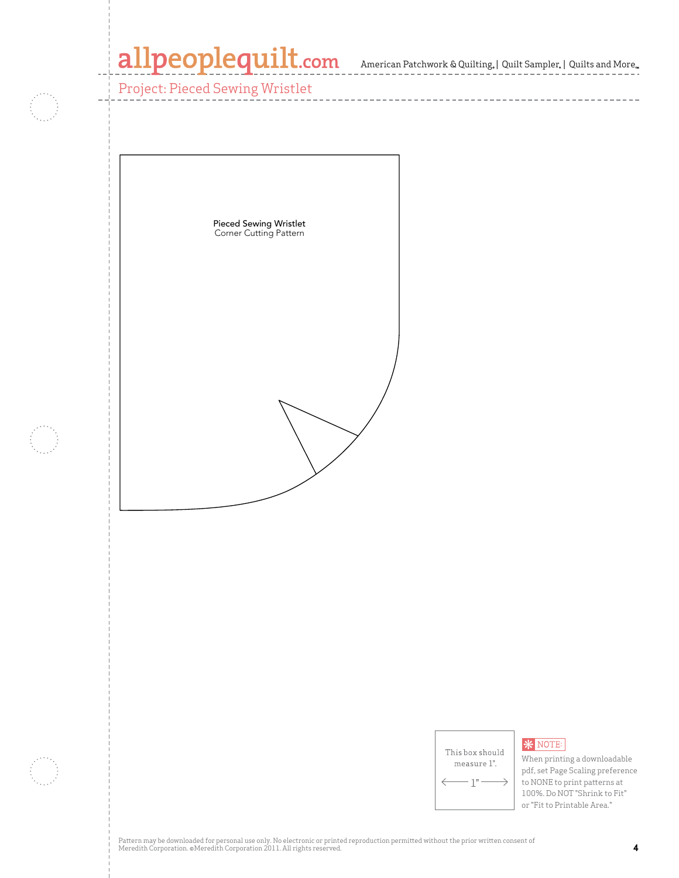Project: Pieced Sewing Wristlet

Pieced Sewing Wristlet
Corner Cutting Pattern

This box should measure 1".

1"

NOTE:

When printing a downloadable pdf, set Page Scaling preference to NONE to print patterns at 100%. Do NOT "Shrink to Fit" or "Fit to Printable Area."

Pattern may be downloaded for personal use only. No electronic or printed reproduction permitted without the prior written consent of Meredith Corporation. ©Meredith Corporation 2011. All rights reserved.